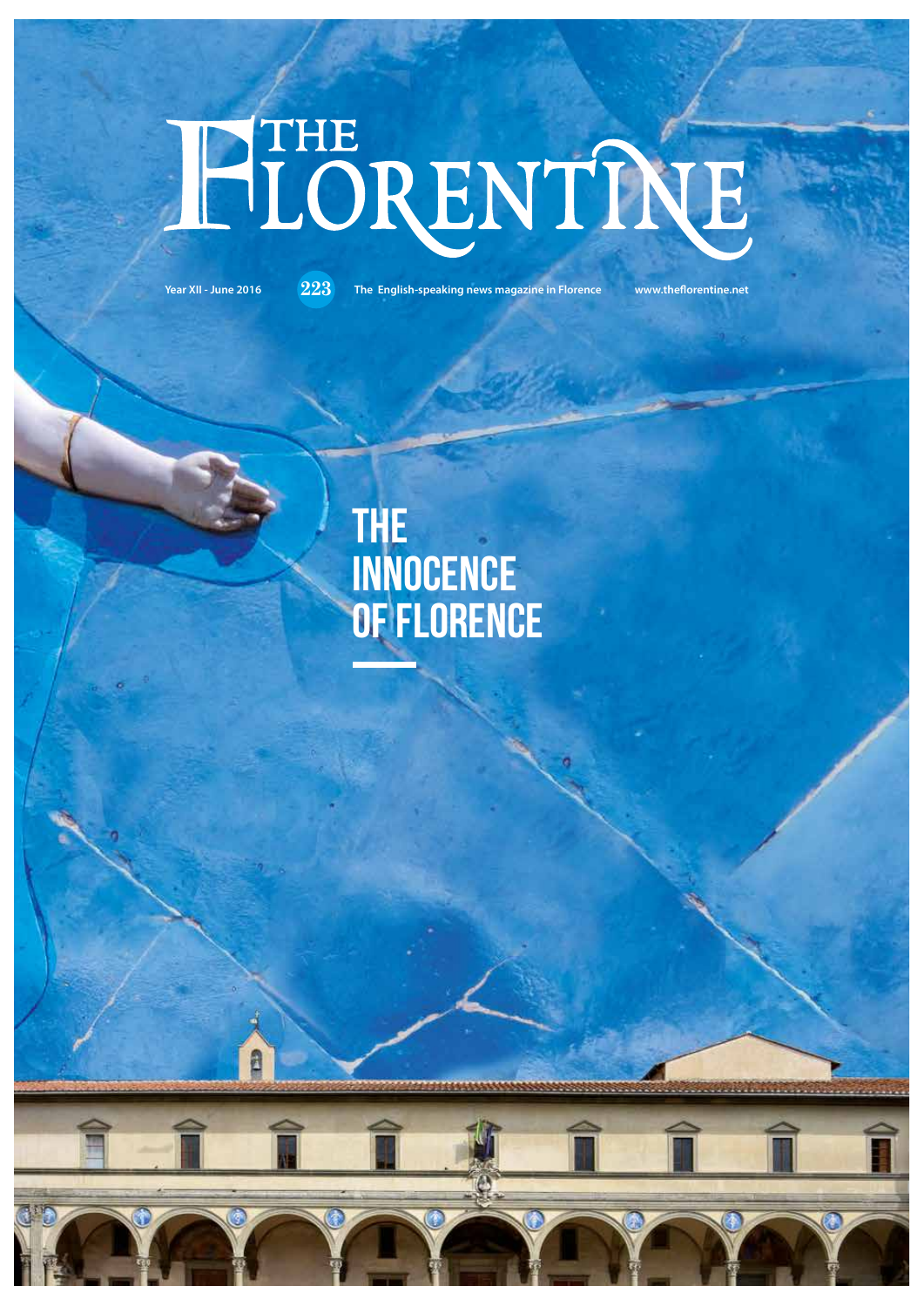# THE FLORENTINE

Year XII - June 2016 **223** The English-speaking news magazine in Florence www.theflorentine.net

## THE INNOCENCE OF FLORENCE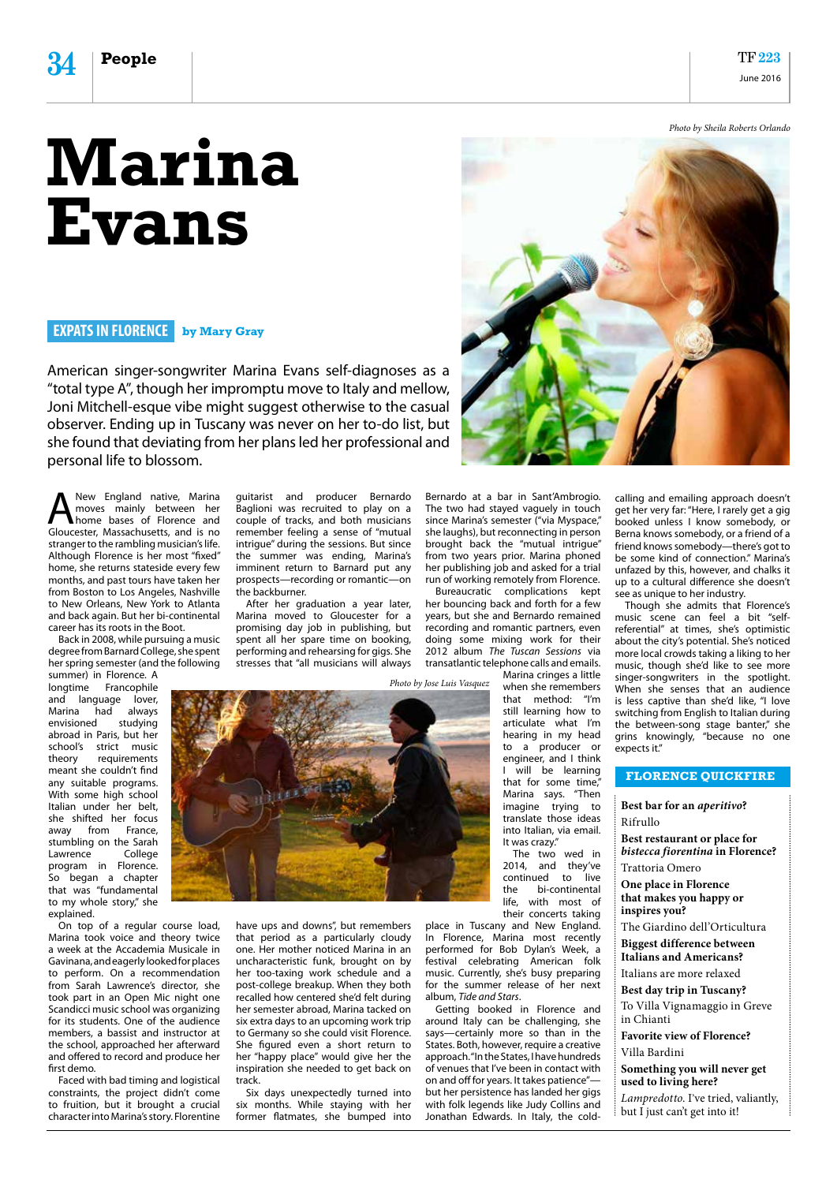# Marina Evans

**EXPATS IN FLORENCE** by Mary Gray

American singer-songwriter Marina Evans self-diagnoses as a "total type A", though her impromptu move to Italy and mellow, Joni Mitchell-esque vibe might suggest otherwise to the casual observer. Ending up in Tuscany was never on her to-do list, but she found that deviating from her plans led her professional and personal life to blossom.

Photo by Sheila Roberts Orlando

A New England native, Marina moves mainly between her home bases of Florence and Gloucester, Massachusetts, and is no stranger to the rambling musician's life. Although Florence is her most "fixed" home, she returns stateside every few months, and past tours have taken her from Boston to Los Angeles, Nashville to New Orleans, New York to Atlanta and back again. But her bi-continental career has its roots in the Boot.

Back in 2008, while pursuing a music degree from Barnard College, she spent her spring semester (and the following summer) in Florence. A longtime Francophile and language lover, Marina had always envisioned studying abroad in Paris, but her school's strict music theory requirements meant she couldn't find any suitable programs. With some high school Italian under her belt, she shifted her focus away from France, stumbling on the Sarah Lawrence College program in Florence. So began a chapter that was "fundamental to my whole story," she explained.

On top of a regular course load, Marina took voice and theory twice a week at the Accademia Musicale in Gavinana, and eagerly looked for places to perform. On a recommendation from Sarah Lawrence's director, she took part in an Open Mic night one Scandicci music school was organizing for its students. One of the audience members, a bassist and instructor at the school, approached her afterward and offered to record and produce her first demo.

Faced with bad timing and logistical constraints, the project didn't come to fruition, but it brought a crucial character into Marina's story. Florentine guitarist and producer Bernardo Baglioni was recruited to play on a couple of tracks, and both musicians remember feeling a sense of "mutual intrigue" during the sessions. But since the summer was ending, Marina's imminent return to Barnard put any prospects—recording or romantic—on the backburner.

After her graduation a year later, Marina moved to Gloucester for a promising day job in publishing, but spent all her spare time on booking, performing and rehearsing for gigs. She stresses that "all musicians will always have ups and downs", but remembers that period as a particularly cloudy one. Her mother noticed Marina in an uncharacteristic funk, brought on by her too-taxing work schedule and a post-college breakup. When they both recalled how centered she'd felt during her semester abroad, Marina tacked on six extra days to an upcoming work trip to Germany so she could visit Florence. She figured even a short return to her "happy place" would give her the inspiration she needed to get back on track.

Six days unexpectedly turned into six months. While staying with her former flatmates, she bumped into Bernardo at a bar in Sant'Ambrogio. The two had stayed vaguely in touch since Marina's semester ("via Myspace," she laughs), but reconnecting in person brought back the "mutual intrigue" from two years prior. Marina phoned her publishing job and asked for a trial run of working remotely from Florence.

Bureaucratic complications kept her bouncing back and forth for a few years, but she and Bernardo remained recording and romantic partners, even doing some mixing work for their 2012 album *The Tuscan Sessions* via transatlantic telephone calls and emails. Marina cringes a little when she remembers that method: "I'm still learning how to articulate what I'm hearing in my head to a producer or engineer, and I think I will be learning that for some time," Marina says. "Then imagine trying to translate those ideas into Italian, via email. It was crazy."

Photo by Jose Luis Vasquez

The two wed in 2014, and they've continued to live the bi-continental life, with most of their concerts taking place in Tuscany and New England. In Florence, Marina most recently performed for Bob Dylan's Week, a festival celebrating American folk music. Currently, she's busy preparing for the summer release of her next album, *Tide and Stars*.

Getting booked in Florence and around Italy can be challenging, she says—certainly more so than in the States. Both, however, require a creative approach. "In the States, I have hundreds of venues that I've been in contact with on and off for years. It takes patience"—but her persistence has landed her gigs with folk legends like Judy Collins and Jonathan Edwards. In Italy, the cold-calling and emailing approach doesn't get her very far: "Here, I rarely get a gig booked unless I know somebody, or Berna knows somebody, or a friend of a friend knows somebody—there's got to be some kind of connection." Marina's unfazed by this, however, and chalks it up to a cultural difference she doesn't see as unique to her industry.

Though she admits that Florence's music scene can feel a bit "self-referential" at times, she's optimistic about the city's potential. She's noticed more local crowds taking a liking to her music, though she'd like to see more singer-songwriters in the spotlight. When she senses that an audience is less captive than she'd like, "I love switching from English to Italian during the between-song stage banter," she grins knowingly, "because no one expects it."

## FLORENCE QUICKFIRE

**Best bar for an *aperitivo*?**
Rifrullo

**Best restaurant or place for *bistecca fiorentina* in Florence?**
Trattoria Omero

**One place in Florence that makes you happy or inspires you?**
The Giardino dell'Orticultura

**Biggest difference between Italians and Americans?**
Italians are more relaxed

**Best day trip in Tuscany?**
To Villa Vignamaggio in Greve in Chianti

**Favorite view of Florence?**
Villa Bardini

**Something you will never get used to living here?**
*Lampredotto*. I've tried, valiantly, but I just can't get into it!